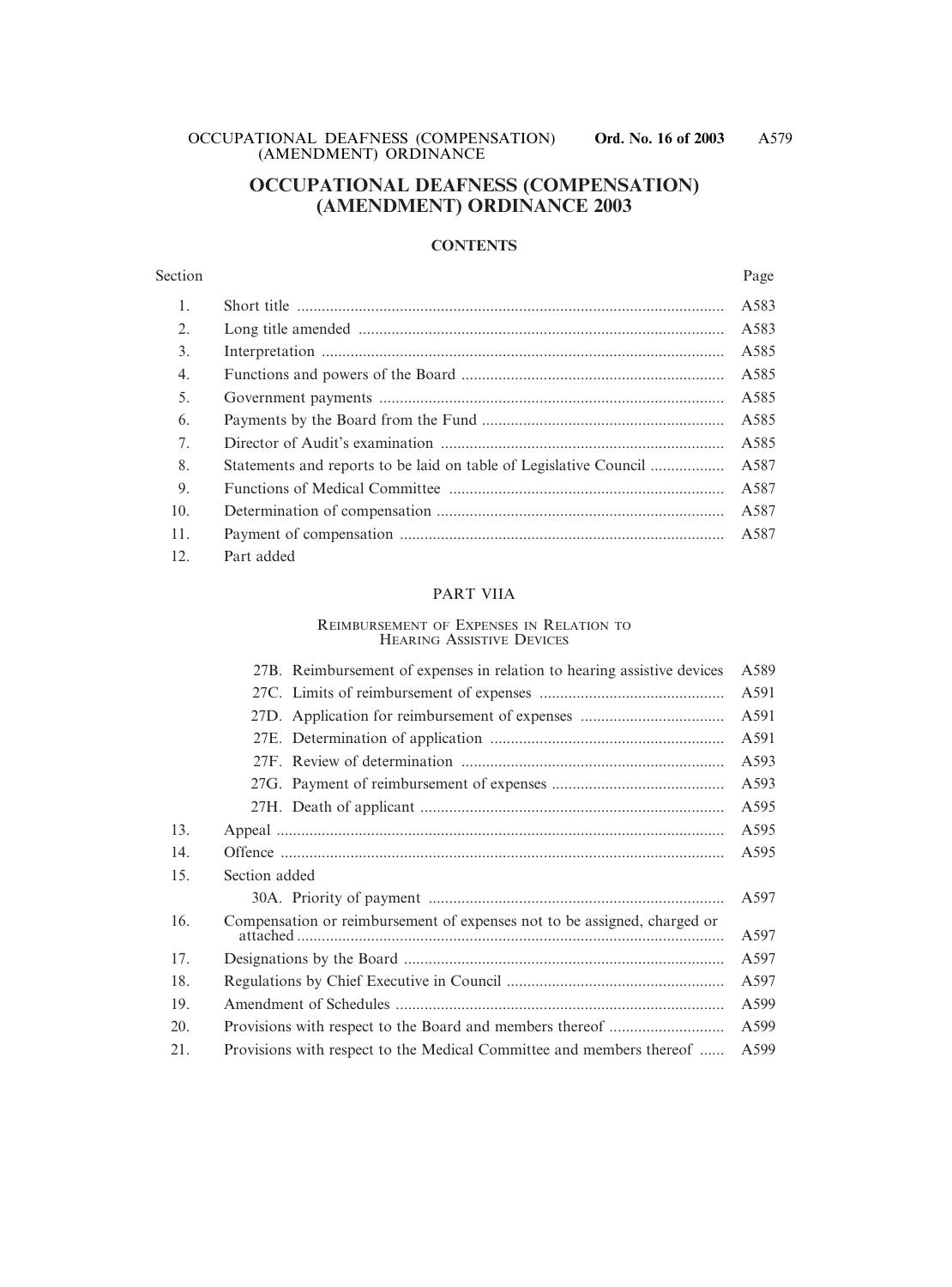# OCCUPATIONAL DEAFNESS (COMPENSATION) (AMENDMENT) ORDINANCE 2003

## CONTENTS

| Section | | Page |
|---|---|---|
| 1. | Short title | A583 |
| 2. | Long title amended | A583 |
| 3. | Interpretation | A585 |
| 4. | Functions and powers of the Board | A585 |
| 5. | Government payments | A585 |
| 6. | Payments by the Board from the Fund | A585 |
| 7. | Director of Audit's examination | A585 |
| 8. | Statements and reports to be laid on table of Legislative Council | A587 |
| 9. | Functions of Medical Committee | A587 |
| 10. | Determination of compensation | A587 |
| 11. | Payment of compensation | A587 |
| 12. | Part added | |

PART VIIA

REIMBURSEMENT OF EXPENSES IN RELATION TO HEARING ASSISTIVE DEVICES

| | | |
|---|---|---|
| | 27B. Reimbursement of expenses in relation to hearing assistive devices | A589 |
| | 27C. Limits of reimbursement of expenses | A591 |
| | 27D. Application for reimbursement of expenses | A591 |
| | 27E. Determination of application | A591 |
| | 27F. Review of determination | A593 |
| | 27G. Payment of reimbursement of expenses | A593 |
| | 27H. Death of applicant | A595 |
| 13. | Appeal | A595 |
| 14. | Offence | A595 |
| 15. | Section added | |
| | 30A. Priority of payment | A597 |
| 16. | Compensation or reimbursement of expenses not to be assigned, charged or attached | A597 |
| 17. | Designations by the Board | A597 |
| 18. | Regulations by Chief Executive in Council | A597 |
| 19. | Amendment of Schedules | A599 |
| 20. | Provisions with respect to the Board and members thereof | A599 |
| 21. | Provisions with respect to the Medical Committee and members thereof | A599 |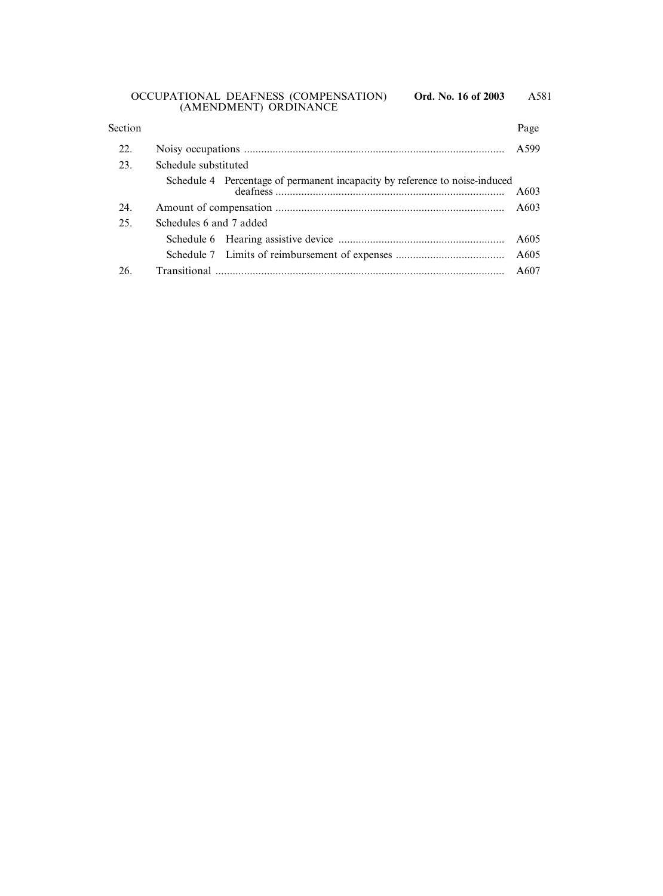| Section | | Page |
|---|---|---|
| 22. | Noisy occupations | A599 |
| 23. | Schedule substituted | |
| | Schedule 4 Percentage of permanent incapacity by reference to noise-induced deafness | A603 |
| 24. | Amount of compensation | A603 |
| 25. | Schedules 6 and 7 added | |
| | Schedule 6 Hearing assistive device | A605 |
| | Schedule 7 Limits of reimbursement of expenses | A605 |
| 26. | Transitional | A607 |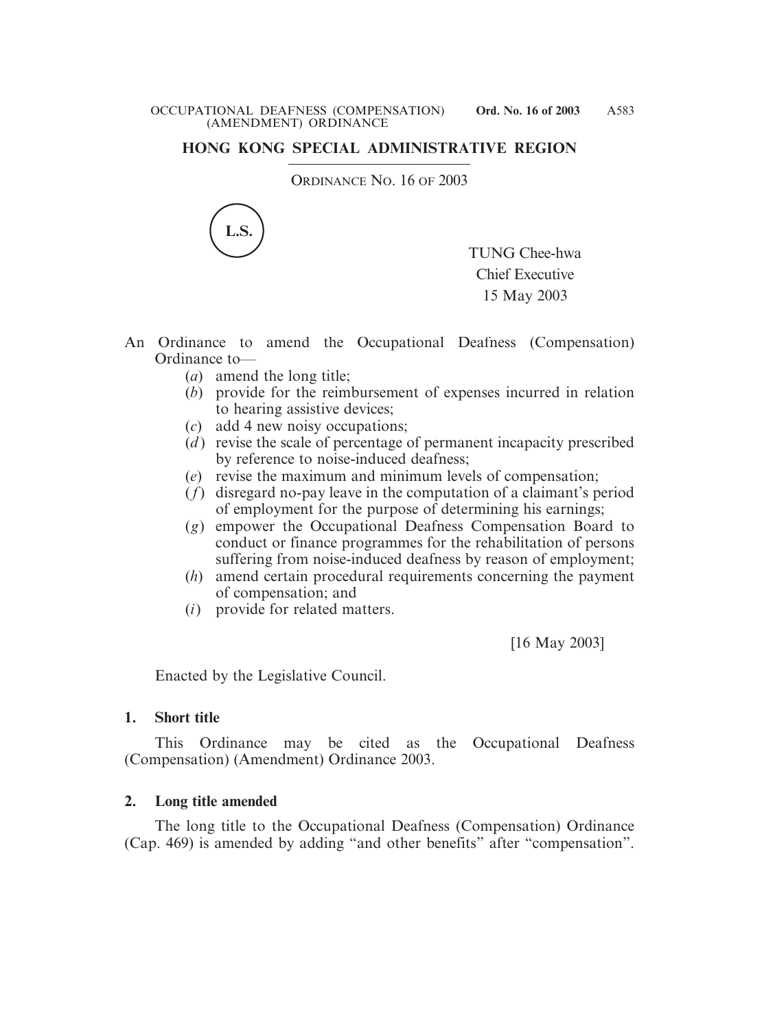# HONG KONG SPECIAL ADMINISTRATIVE REGION

ORDINANCE NO. 16 OF 2003

L.S.

TUNG Chee-hwa
Chief Executive
15 May 2003

An Ordinance to amend the Occupational Deafness (Compensation) Ordinance to—

(*a*) amend the long title;

(*b*) provide for the reimbursement of expenses incurred in relation to hearing assistive devices;

(*c*) add 4 new noisy occupations;

(*d*) revise the scale of percentage of permanent incapacity prescribed by reference to noise-induced deafness;

(*e*) revise the maximum and minimum levels of compensation;

(*f*) disregard no-pay leave in the computation of a claimant's period of employment for the purpose of determining his earnings;

(*g*) empower the Occupational Deafness Compensation Board to conduct or finance programmes for the rehabilitation of persons suffering from noise-induced deafness by reason of employment;

(*h*) amend certain procedural requirements concerning the payment of compensation; and

(*i*) provide for related matters.

[16 May 2003]

Enacted by the Legislative Council.

**1. Short title**

This Ordinance may be cited as the Occupational Deafness (Compensation) (Amendment) Ordinance 2003.

**2. Long title amended**

The long title to the Occupational Deafness (Compensation) Ordinance (Cap. 469) is amended by adding "and other benefits" after "compensation".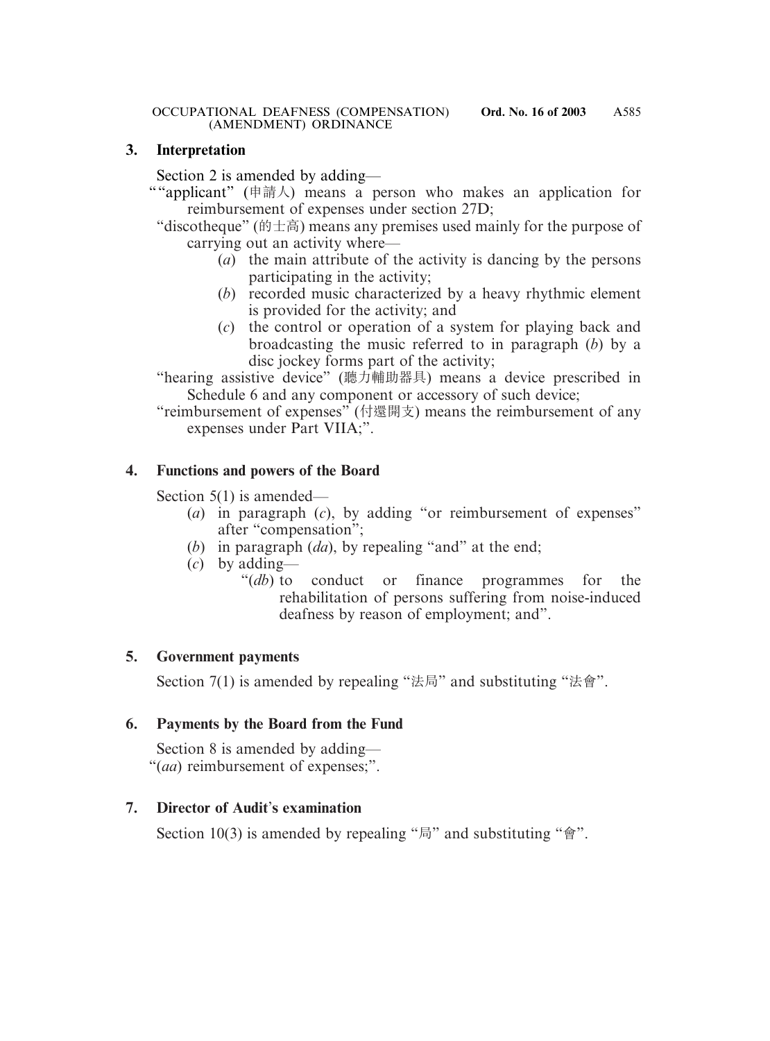### 3. Interpretation

Section 2 is amended by adding—

““applicant” (申請人) means a person who makes an application for reimbursement of expenses under section 27D;

“discotheque” (的士高) means any premises used mainly for the purpose of carrying out an activity where—

(*a*) the main attribute of the activity is dancing by the persons participating in the activity;

(*b*) recorded music characterized by a heavy rhythmic element is provided for the activity; and

(*c*) the control or operation of a system for playing back and broadcasting the music referred to in paragraph (*b*) by a disc jockey forms part of the activity;

“hearing assistive device” (聽力輔助器具) means a device prescribed in Schedule 6 and any component or accessory of such device;

“reimbursement of expenses” (付還開支) means the reimbursement of any expenses under Part VIIA;”.

### 4. Functions and powers of the Board

Section 5(1) is amended—

(*a*) in paragraph (*c*), by adding “or reimbursement of expenses” after “compensation”;

(*b*) in paragraph (*da*), by repealing “and” at the end;

(*c*) by adding—

“(*db*) to conduct or finance programmes for the rehabilitation of persons suffering from noise-induced deafness by reason of employment; and”.

### 5. Government payments

Section 7(1) is amended by repealing “法局” and substituting “法會”.

### 6. Payments by the Board from the Fund

Section 8 is amended by adding—

“(*aa*) reimbursement of expenses;”.

### 7. Director of Audit's examination

Section 10(3) is amended by repealing “局” and substituting “會”.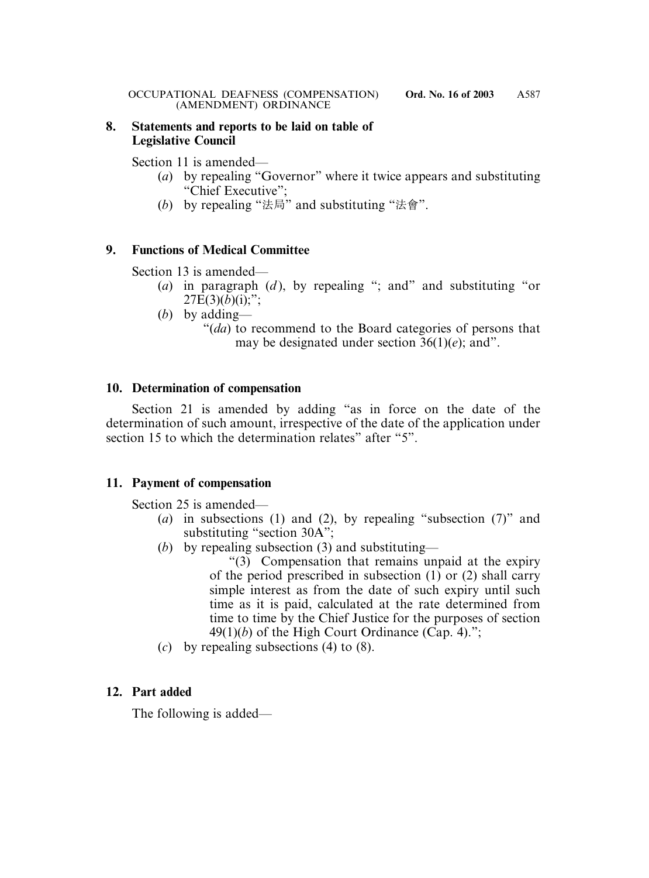## 8. Statements and reports to be laid on table of Legislative Council

Section 11 is amended—

(*a*) by repealing "Governor" where it twice appears and substituting "Chief Executive";

(*b*) by repealing "法局" and substituting "法會".

## 9. Functions of Medical Committee

Section 13 is amended—

(*a*) in paragraph (*d*), by repealing "; and" and substituting "or 27E(3)(*b*)(i);";

(*b*) by adding—

"(*da*) to recommend to the Board categories of persons that may be designated under section 36(1)(*e*); and".

## 10. Determination of compensation

Section 21 is amended by adding "as in force on the date of the determination of such amount, irrespective of the date of the application under section 15 to which the determination relates" after "5".

## 11. Payment of compensation

Section 25 is amended—

(*a*) in subsections (1) and (2), by repealing "subsection (7)" and substituting "section 30A";

(*b*) by repealing subsection (3) and substituting—

"(3) Compensation that remains unpaid at the expiry of the period prescribed in subsection (1) or (2) shall carry simple interest as from the date of such expiry until such time as it is paid, calculated at the rate determined from time to time by the Chief Justice for the purposes of section 49(1)(*b*) of the High Court Ordinance (Cap. 4).";

(*c*) by repealing subsections (4) to (8).

## 12. Part added

The following is added—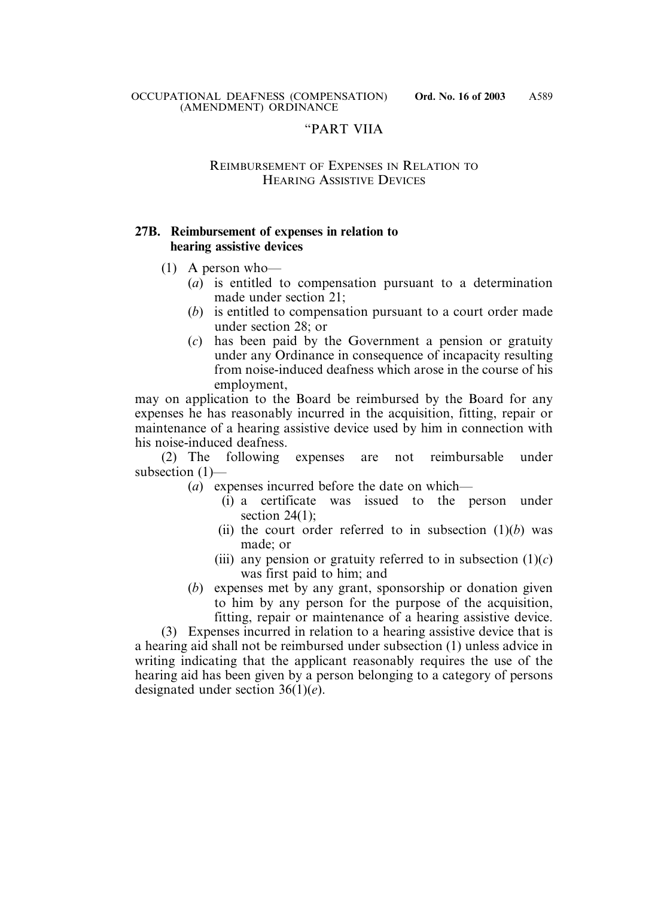"PART VIIA

REIMBURSEMENT OF EXPENSES IN RELATION TO HEARING ASSISTIVE DEVICES

**27B. Reimbursement of expenses in relation to hearing assistive devices**

(1) A person who—

(*a*) is entitled to compensation pursuant to a determination made under section 21;

(*b*) is entitled to compensation pursuant to a court order made under section 28; or

(*c*) has been paid by the Government a pension or gratuity under any Ordinance in consequence of incapacity resulting from noise-induced deafness which arose in the course of his employment,

may on application to the Board be reimbursed by the Board for any expenses he has reasonably incurred in the acquisition, fitting, repair or maintenance of a hearing assistive device used by him in connection with his noise-induced deafness.

(2) The following expenses are not reimbursable under subsection (1)—

(*a*) expenses incurred before the date on which—

(i) a certificate was issued to the person under section 24(1);

(ii) the court order referred to in subsection (1)(*b*) was made; or

(iii) any pension or gratuity referred to in subsection (1)(*c*) was first paid to him; and

(*b*) expenses met by any grant, sponsorship or donation given to him by any person for the purpose of the acquisition, fitting, repair or maintenance of a hearing assistive device.

(3) Expenses incurred in relation to a hearing assistive device that is a hearing aid shall not be reimbursed under subsection (1) unless advice in writing indicating that the applicant reasonably requires the use of the hearing aid has been given by a person belonging to a category of persons designated under section 36(1)(*e*).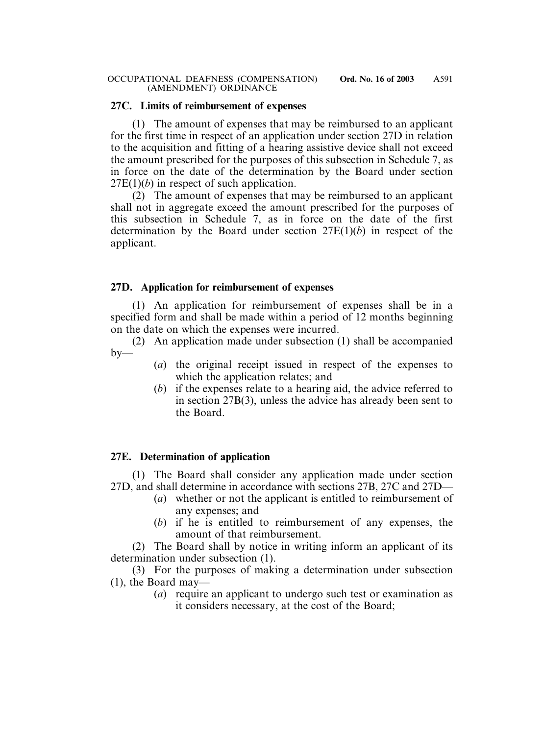### 27C. Limits of reimbursement of expenses

(1) The amount of expenses that may be reimbursed to an applicant for the first time in respect of an application under section 27D in relation to the acquisition and fitting of a hearing assistive device shall not exceed the amount prescribed for the purposes of this subsection in Schedule 7, as in force on the date of the determination by the Board under section 27E(1)(*b*) in respect of such application.

(2) The amount of expenses that may be reimbursed to an applicant shall not in aggregate exceed the amount prescribed for the purposes of this subsection in Schedule 7, as in force on the date of the first determination by the Board under section 27E(1)(*b*) in respect of the applicant.

### 27D. Application for reimbursement of expenses

(1) An application for reimbursement of expenses shall be in a specified form and shall be made within a period of 12 months beginning on the date on which the expenses were incurred.

(2) An application made under subsection (1) shall be accompanied by—

- (*a*) the original receipt issued in respect of the expenses to which the application relates; and
- (*b*) if the expenses relate to a hearing aid, the advice referred to in section 27B(3), unless the advice has already been sent to the Board.

### 27E. Determination of application

(1) The Board shall consider any application made under section 27D, and shall determine in accordance with sections 27B, 27C and 27D—

- (*a*) whether or not the applicant is entitled to reimbursement of any expenses; and
- (*b*) if he is entitled to reimbursement of any expenses, the amount of that reimbursement.

(2) The Board shall by notice in writing inform an applicant of its determination under subsection (1).

(3) For the purposes of making a determination under subsection (1), the Board may—

- (*a*) require an applicant to undergo such test or examination as it considers necessary, at the cost of the Board;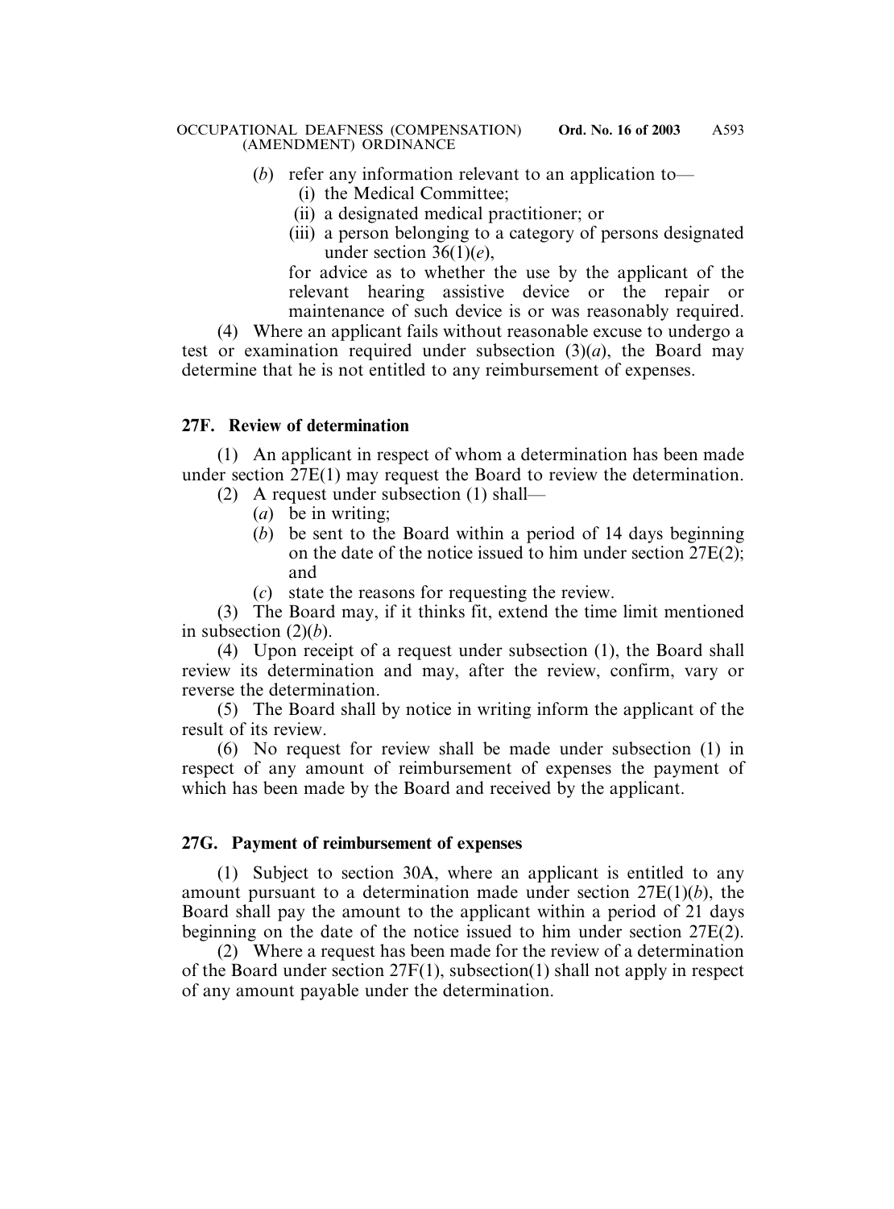(*b*) refer any information relevant to an application to—

(i) the Medical Committee;

(ii) a designated medical practitioner; or

(iii) a person belonging to a category of persons designated under section 36(1)(*e*),

for advice as to whether the use by the applicant of the relevant hearing assistive device or the repair or maintenance of such device is or was reasonably required.

(4) Where an applicant fails without reasonable excuse to undergo a test or examination required under subsection (3)(*a*), the Board may determine that he is not entitled to any reimbursement of expenses.

**27F. Review of determination**

(1) An applicant in respect of whom a determination has been made under section 27E(1) may request the Board to review the determination.

(2) A request under subsection (1) shall—

(*a*) be in writing;

(*b*) be sent to the Board within a period of 14 days beginning on the date of the notice issued to him under section 27E(2); and

(*c*) state the reasons for requesting the review.

(3) The Board may, if it thinks fit, extend the time limit mentioned in subsection (2)(*b*).

(4) Upon receipt of a request under subsection (1), the Board shall review its determination and may, after the review, confirm, vary or reverse the determination.

(5) The Board shall by notice in writing inform the applicant of the result of its review.

(6) No request for review shall be made under subsection (1) in respect of any amount of reimbursement of expenses the payment of which has been made by the Board and received by the applicant.

**27G. Payment of reimbursement of expenses**

(1) Subject to section 30A, where an applicant is entitled to any amount pursuant to a determination made under section 27E(1)(*b*), the Board shall pay the amount to the applicant within a period of 21 days beginning on the date of the notice issued to him under section 27E(2).

(2) Where a request has been made for the review of a determination of the Board under section 27F(1), subsection(1) shall not apply in respect of any amount payable under the determination.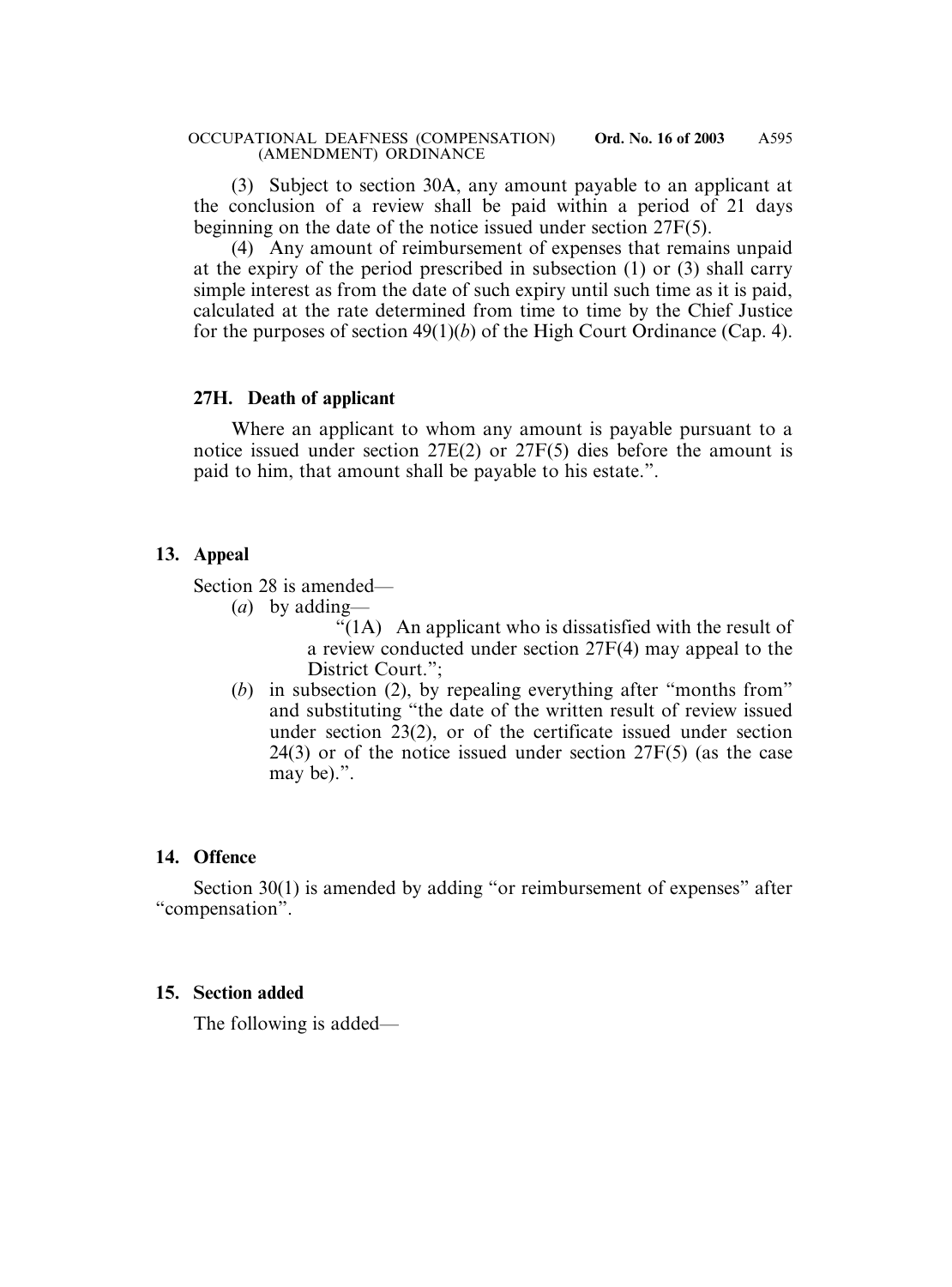(3) Subject to section 30A, any amount payable to an applicant at the conclusion of a review shall be paid within a period of 21 days beginning on the date of the notice issued under section 27F(5).

(4) Any amount of reimbursement of expenses that remains unpaid at the expiry of the period prescribed in subsection (1) or (3) shall carry simple interest as from the date of such expiry until such time as it is paid, calculated at the rate determined from time to time by the Chief Justice for the purposes of section 49(1)(*b*) of the High Court Ordinance (Cap. 4).

**27H. Death of applicant**

Where an applicant to whom any amount is payable pursuant to a notice issued under section 27E(2) or 27F(5) dies before the amount is paid to him, that amount shall be payable to his estate.".

**13. Appeal**

Section 28 is amended—

(*a*) by adding—

"(1A) An applicant who is dissatisfied with the result of a review conducted under section 27F(4) may appeal to the District Court.";

(*b*) in subsection (2), by repealing everything after "months from" and substituting "the date of the written result of review issued under section 23(2), or of the certificate issued under section 24(3) or of the notice issued under section 27F(5) (as the case may be).".

**14. Offence**

Section 30(1) is amended by adding "or reimbursement of expenses" after "compensation".

**15. Section added**

The following is added—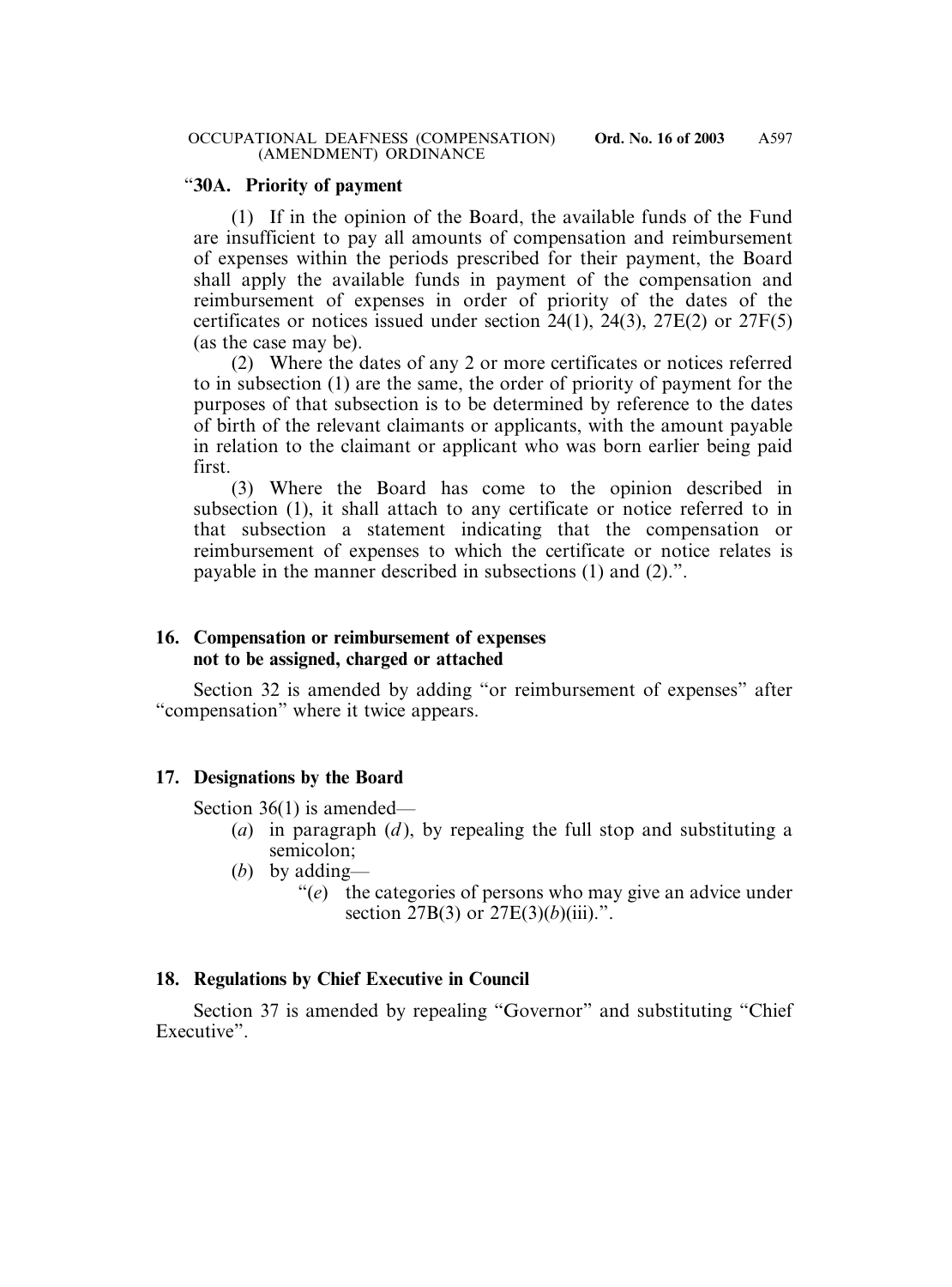"**30A. Priority of payment**

(1) If in the opinion of the Board, the available funds of the Fund are insufficient to pay all amounts of compensation and reimbursement of expenses within the periods prescribed for their payment, the Board shall apply the available funds in payment of the compensation and reimbursement of expenses in order of priority of the dates of the certificates or notices issued under section 24(1), 24(3), 27E(2) or 27F(5) (as the case may be).

(2) Where the dates of any 2 or more certificates or notices referred to in subsection (1) are the same, the order of priority of payment for the purposes of that subsection is to be determined by reference to the dates of birth of the relevant claimants or applicants, with the amount payable in relation to the claimant or applicant who was born earlier being paid first.

(3) Where the Board has come to the opinion described in subsection (1), it shall attach to any certificate or notice referred to in that subsection a statement indicating that the compensation or reimbursement of expenses to which the certificate or notice relates is payable in the manner described in subsections (1) and (2).".

**16. Compensation or reimbursement of expenses not to be assigned, charged or attached**

Section 32 is amended by adding "or reimbursement of expenses" after "compensation" where it twice appears.

**17. Designations by the Board**

Section 36(1) is amended—

(*a*) in paragraph (*d*), by repealing the full stop and substituting a semicolon;

(*b*) by adding—

"(*e*) the categories of persons who may give an advice under section 27B(3) or 27E(3)(*b*)(iii).".

**18. Regulations by Chief Executive in Council**

Section 37 is amended by repealing "Governor" and substituting "Chief Executive".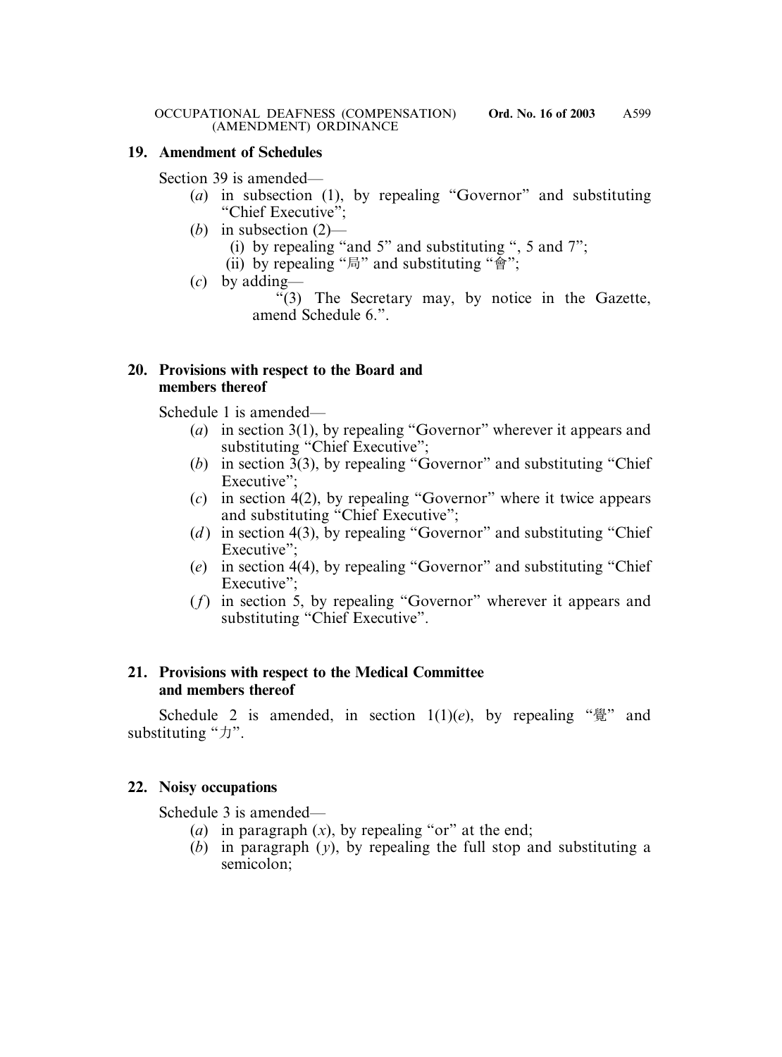## 19. Amendment of Schedules

Section 39 is amended—

- (*a*) in subsection (1), by repealing "Governor" and substituting "Chief Executive";
- (*b*) in subsection (2)—
  - (i) by repealing "and 5" and substituting ", 5 and 7";
  - (ii) by repealing "局" and substituting "會";
- (*c*) by adding—

  "(3) The Secretary may, by notice in the Gazette, amend Schedule 6.".

## 20. Provisions with respect to the Board and members thereof

Schedule 1 is amended—

- (*a*) in section 3(1), by repealing "Governor" wherever it appears and substituting "Chief Executive";
- (*b*) in section 3(3), by repealing "Governor" and substituting "Chief Executive";
- (*c*) in section 4(2), by repealing "Governor" where it twice appears and substituting "Chief Executive";
- (*d*) in section 4(3), by repealing "Governor" and substituting "Chief Executive";
- (*e*) in section 4(4), by repealing "Governor" and substituting "Chief Executive";
- (*f*) in section 5, by repealing "Governor" wherever it appears and substituting "Chief Executive".

## 21. Provisions with respect to the Medical Committee and members thereof

Schedule 2 is amended, in section 1(1)(*e*), by repealing "覺" and substituting "力".

## 22. Noisy occupations

Schedule 3 is amended—

- (*a*) in paragraph (*x*), by repealing "or" at the end;
- (*b*) in paragraph (*y*), by repealing the full stop and substituting a semicolon;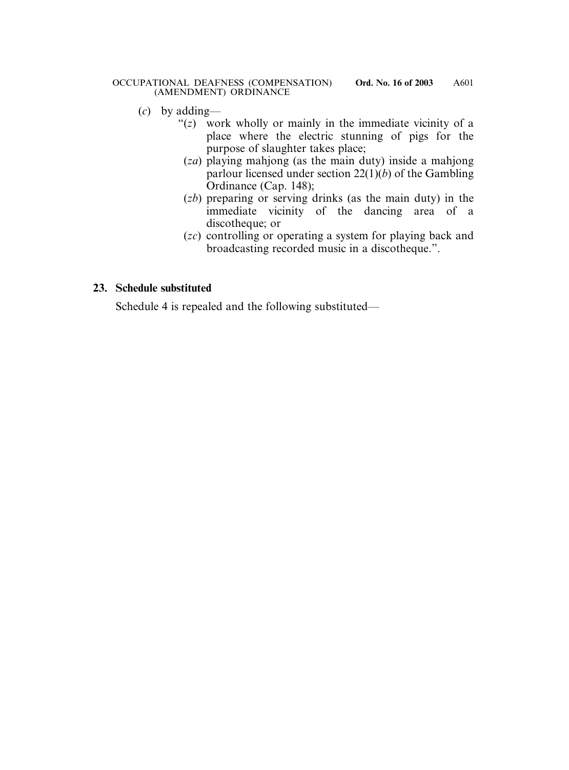(*c*) by adding—

"(*z*) work wholly or mainly in the immediate vicinity of a place where the electric stunning of pigs for the purpose of slaughter takes place;

(*za*) playing mahjong (as the main duty) inside a mahjong parlour licensed under section 22(1)(*b*) of the Gambling Ordinance (Cap. 148);

(*zb*) preparing or serving drinks (as the main duty) in the immediate vicinity of the dancing area of a discotheque; or

(*zc*) controlling or operating a system for playing back and broadcasting recorded music in a discotheque.".

**23. Schedule substituted**

Schedule 4 is repealed and the following substituted—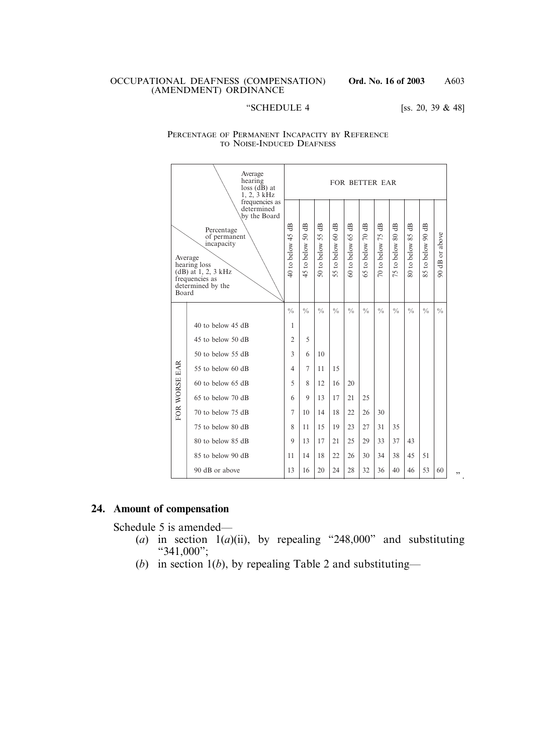"SCHEDULE 4 [ss. 20, 39 & 48]

PERCENTAGE OF PERMANENT INCAPACITY BY REFERENCE TO NOISE-INDUCED DEAFNESS

| Percentage of permanent incapacity / Average hearing loss (dB) at 1, 2, 3 kHz frequencies as determined by the Board | | FOR BETTER EAR | | | | | | | | | | |
|---|---|---|---|---|---|---|---|---|---|---|---|---|
| | | 40 to below 45 dB | 45 to below 50 dB | 50 to below 55 dB | 55 to below 60 dB | 60 to below 65 dB | 65 to below 70 dB | 70 to below 75 dB | 75 to below 80 dB | 80 to below 85 dB | 85 to below 90 dB | 90 dB or above |
| | | % | % | % | % | % | % | % | % | % | % | % |
| FOR WORSE EAR | 40 to below 45 dB | 1 | | | | | | | | | | |
| | 45 to below 50 dB | 2 | 5 | | | | | | | | | |
| | 50 to below 55 dB | 3 | 6 | 10 | | | | | | | | |
| | 55 to below 60 dB | 4 | 7 | 11 | 15 | | | | | | | |
| | 60 to below 65 dB | 5 | 8 | 12 | 16 | 20 | | | | | | |
| | 65 to below 70 dB | 6 | 9 | 13 | 17 | 21 | 25 | | | | | |
| | 70 to below 75 dB | 7 | 10 | 14 | 18 | 22 | 26 | 30 | | | | |
| | 75 to below 80 dB | 8 | 11 | 15 | 19 | 23 | 27 | 31 | 35 | | | |
| | 80 to below 85 dB | 9 | 13 | 17 | 21 | 25 | 29 | 33 | 37 | 43 | | |
| | 85 to below 90 dB | 11 | 14 | 18 | 22 | 26 | 30 | 34 | 38 | 45 | 51 | |
| | 90 dB or above | 13 | 16 | 20 | 24 | 28 | 32 | 36 | 40 | 46 | 53 | 60 |

".

## 24. Amount of compensation

Schedule 5 is amended—

(*a*) in section 1(*a*)(ii), by repealing "248,000" and substituting "341,000";

(*b*) in section 1(*b*), by repealing Table 2 and substituting—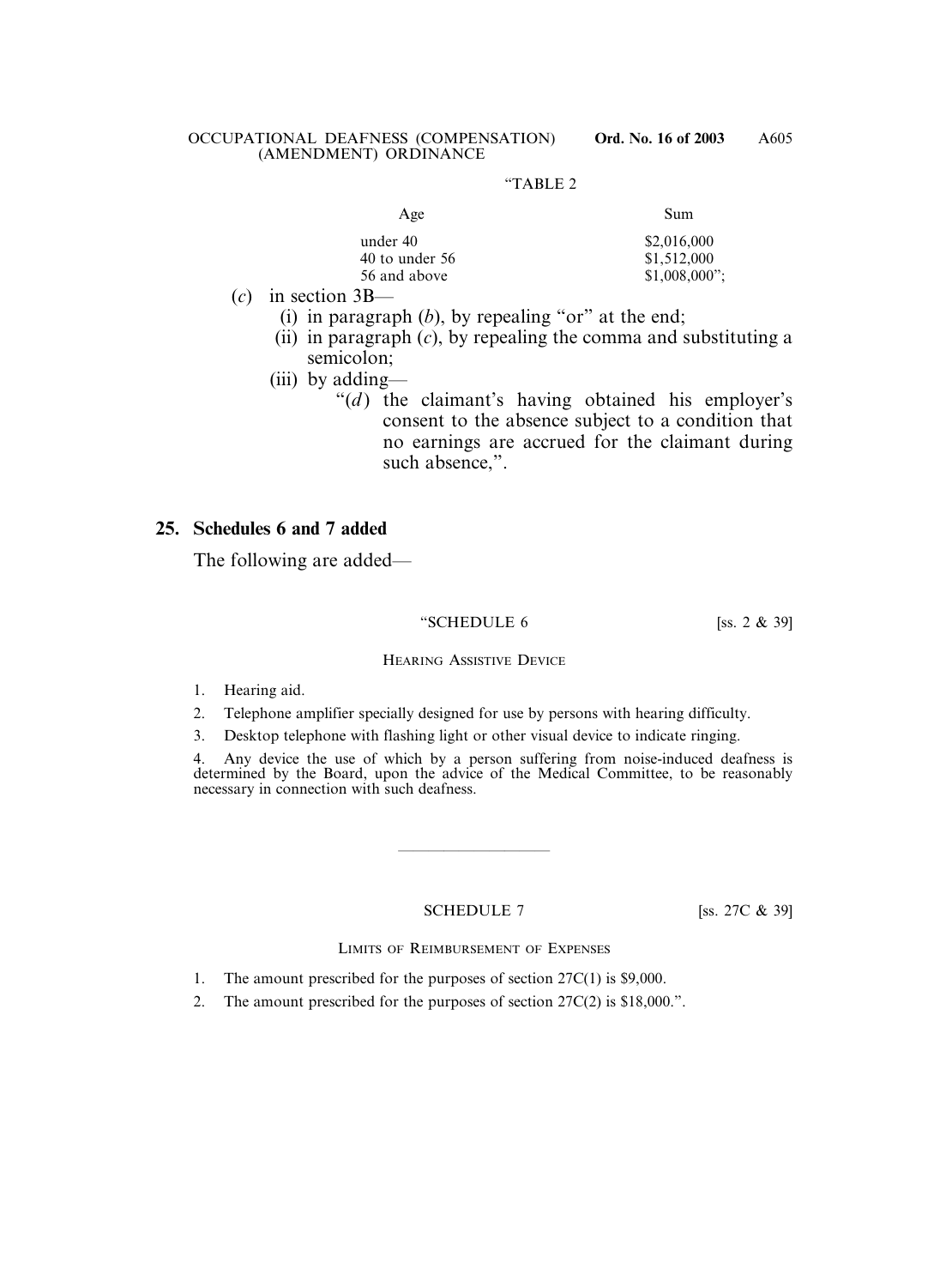"TABLE 2

| Age | Sum |
| --- | --- |
| under 40 | $2,016,000 |
| 40 to under 56 | $1,512,000 |
| 56 and above | $1,008,000"; |

(*c*) in section 3B—

(i) in paragraph (*b*), by repealing "or" at the end;

(ii) in paragraph (*c*), by repealing the comma and substituting a semicolon;

(iii) by adding—

"(*d*) the claimant's having obtained his employer's consent to the absence subject to a condition that no earnings are accrued for the claimant during such absence,".

**25. Schedules 6 and 7 added**

The following are added—

"SCHEDULE 6 [ss. 2 & 39]

HEARING ASSISTIVE DEVICE

1. Hearing aid.
2. Telephone amplifier specially designed for use by persons with hearing difficulty.
3. Desktop telephone with flashing light or other visual device to indicate ringing.
4. Any device the use of which by a person suffering from noise-induced deafness is determined by the Board, upon the advice of the Medical Committee, to be reasonably necessary in connection with such deafness.

---

SCHEDULE 7 [ss. 27C & 39]

LIMITS OF REIMBURSEMENT OF EXPENSES

1. The amount prescribed for the purposes of section 27C(1) is $9,000.
2. The amount prescribed for the purposes of section 27C(2) is $18,000.".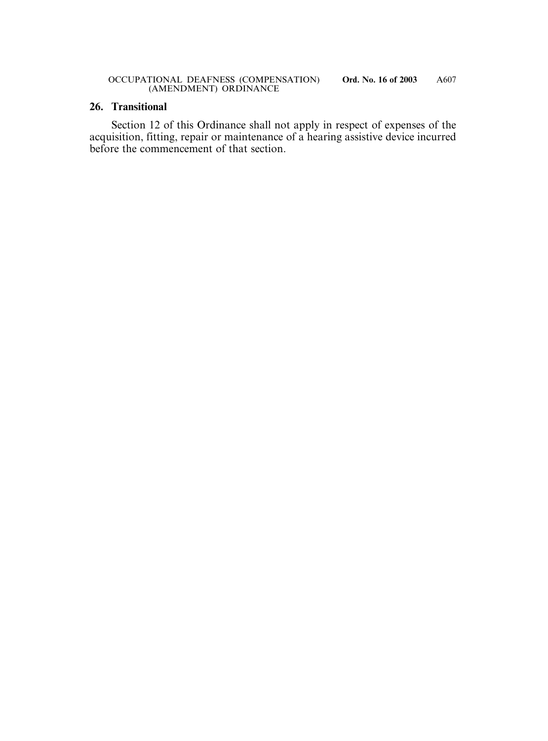**26. Transitional**

Section 12 of this Ordinance shall not apply in respect of expenses of the acquisition, fitting, repair or maintenance of a hearing assistive device incurred before the commencement of that section.